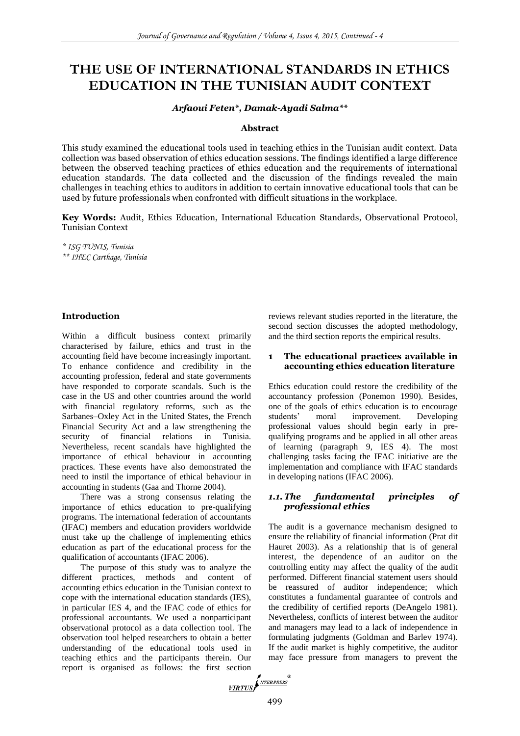# THE USE OF INTERNATIONAL STANDARDS IN ETHICS EDUCATION IN THE TUNISIAN AUDIT CONTEXT

***Arfaoui Feten\*, Damak-Ayadi Salma\*\****

**Abstract**

This study examined the educational tools used in teaching ethics in the Tunisian audit context. Data collection was based observation of ethics education sessions. The findings identified a large difference between the observed teaching practices of ethics education and the requirements of international education standards. The data collected and the discussion of the findings revealed the main challenges in teaching ethics to auditors in addition to certain innovative educational tools that can be used by future professionals when confronted with difficult situations in the workplace.

**Key Words:** Audit, Ethics Education, International Education Standards, Observational Protocol, Tunisian Context

*\* ISG TUNIS, Tunisia*
*\*\* IHEC Carthage, Tunisia*

## Introduction

Within a difficult business context primarily characterised by failure, ethics and trust in the accounting field have become increasingly important. To enhance confidence and credibility in the accounting profession, federal and state governments have responded to corporate scandals. Such is the case in the US and other countries around the world with financial regulatory reforms, such as the Sarbanes–Oxley Act in the United States, the French Financial Security Act and a law strengthening the security of financial relations in Tunisia. Nevertheless, recent scandals have highlighted the importance of ethical behaviour in accounting practices. These events have also demonstrated the need to instil the importance of ethical behaviour in accounting in students (Gaa and Thorne 2004).

There was a strong consensus relating the importance of ethics education to pre-qualifying programs. The international federation of accountants (IFAC) members and education providers worldwide must take up the challenge of implementing ethics education as part of the educational process for the qualification of accountants (IFAC 2006).

The purpose of this study was to analyze the different practices, methods and content of accounting ethics education in the Tunisian context to cope with the international education standards (IES), in particular IES 4, and the IFAC code of ethics for professional accountants. We used a nonparticipant observational protocol as a data collection tool. The observation tool helped researchers to obtain a better understanding of the educational tools used in teaching ethics and the participants therein. Our report is organised as follows: the first section reviews relevant studies reported in the literature, the second section discusses the adopted methodology, and the third section reports the empirical results.

## 1 The educational practices available in accounting ethics education literature

Ethics education could restore the credibility of the accountancy profession (Ponemon 1990). Besides, one of the goals of ethics education is to encourage students' moral improvement. Developing professional values should begin early in pre-qualifying programs and be applied in all other areas of learning (paragraph 9, IES 4). The most challenging tasks facing the IFAC initiative are the implementation and compliance with IFAC standards in developing nations (IFAC 2006).

### *1.1. The fundamental principles of professional ethics*

The audit is a governance mechanism designed to ensure the reliability of financial information (Prat dit Hauret 2003). As a relationship that is of general interest, the dependence of an auditor on the controlling entity may affect the quality of the audit performed. Different financial statement users should be reassured of auditor independence; which constitutes a fundamental guarantee of controls and the credibility of certified reports (DeAngelo 1981). Nevertheless, conflicts of interest between the auditor and managers may lead to a lack of independence in formulating judgments (Goldman and Barlev 1974). If the audit market is highly competitive, the auditor may face pressure from managers to prevent the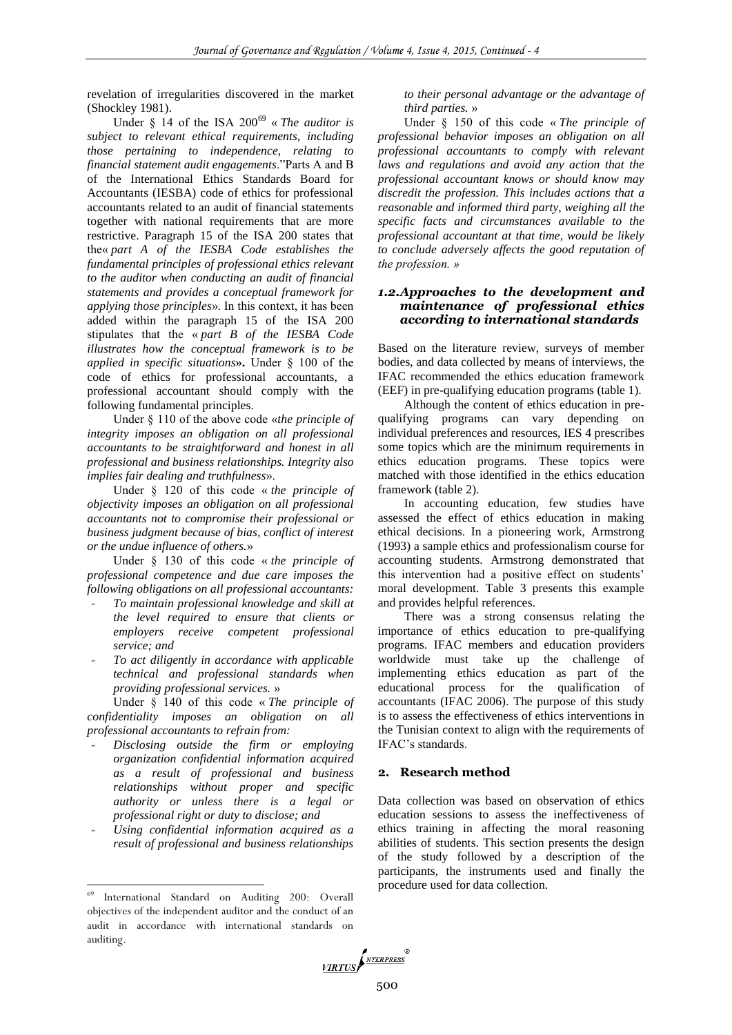revelation of irregularities discovered in the market (Shockley 1981).

Under § 14 of the ISA 200[69] « *The auditor is subject to relevant ethical requirements, including those pertaining to independence, relating to financial statement audit engagements*."Parts A and B of the International Ethics Standards Board for Accountants (IESBA) code of ethics for professional accountants related to an audit of financial statements together with national requirements that are more restrictive. Paragraph 15 of the ISA 200 states that the« *part A of the IESBA Code establishes the fundamental principles of professional ethics relevant to the auditor when conducting an audit of financial statements and provides a conceptual framework for applying those principles*». In this context, it has been added within the paragraph 15 of the ISA 200 stipulates that the « *part B of the IESBA Code illustrates how the conceptual framework is to be applied in specific situations***».** Under § 100 of the code of ethics for professional accountants, a professional accountant should comply with the following fundamental principles.

Under § 110 of the above code «*the principle of integrity imposes an obligation on all professional accountants to be straightforward and honest in all professional and business relationships. Integrity also implies fair dealing and truthfulness*».

Under § 120 of this code « *the principle of objectivity imposes an obligation on all professional accountants not to compromise their professional or business judgment because of bias, conflict of interest or the undue influence of others.*»

Under § 130 of this code « *the principle of professional competence and due care imposes the following obligations on all professional accountants:*

- *To maintain professional knowledge and skill at the level required to ensure that clients or employers receive competent professional service; and*
- *To act diligently in accordance with applicable technical and professional standards when providing professional services.* »

Under § 140 of this code « *The principle of confidentiality imposes an obligation on all professional accountants to refrain from:*

- *Disclosing outside the firm or employing organization confidential information acquired as a result of professional and business relationships without proper and specific authority or unless there is a legal or professional right or duty to disclose; and*
- *Using confidential information acquired as a result of professional and business relationships to their personal advantage or the advantage of third parties.* »

Under § 150 of this code « *The principle of professional behavior imposes an obligation on all professional accountants to comply with relevant laws and regulations and avoid any action that the professional accountant knows or should know may discredit the profession. This includes actions that a reasonable and informed third party, weighing all the specific facts and circumstances available to the professional accountant at that time, would be likely to conclude adversely affects the good reputation of the profession.* »

### *1.2.Approaches to the development and maintenance of professional ethics according to international standards*

Based on the literature review, surveys of member bodies, and data collected by means of interviews, the IFAC recommended the ethics education framework (EEF) in pre-qualifying education programs (table 1).

Although the content of ethics education in pre-qualifying programs can vary depending on individual preferences and resources, IES 4 prescribes some topics which are the minimum requirements in ethics education programs. These topics were matched with those identified in the ethics education framework (table 2).

In accounting education, few studies have assessed the effect of ethics education in making ethical decisions. In a pioneering work, Armstrong (1993) a sample ethics and professionalism course for accounting students. Armstrong demonstrated that this intervention had a positive effect on students' moral development. Table 3 presents this example and provides helpful references.

There was a strong consensus relating the importance of ethics education to pre-qualifying programs. IFAC members and education providers worldwide must take up the challenge of implementing ethics education as part of the educational process for the qualification of accountants (IFAC 2006). The purpose of this study is to assess the effectiveness of ethics interventions in the Tunisian context to align with the requirements of IFAC's standards.

## 2. Research method

Data collection was based on observation of ethics education sessions to assess the ineffectiveness of ethics training in affecting the moral reasoning abilities of students. This section presents the design of the study followed by a description of the participants, the instruments used and finally the procedure used for data collection.

---

[69] International Standard on Auditing 200: Overall objectives of the independent auditor and the conduct of an audit in accordance with international standards on auditing.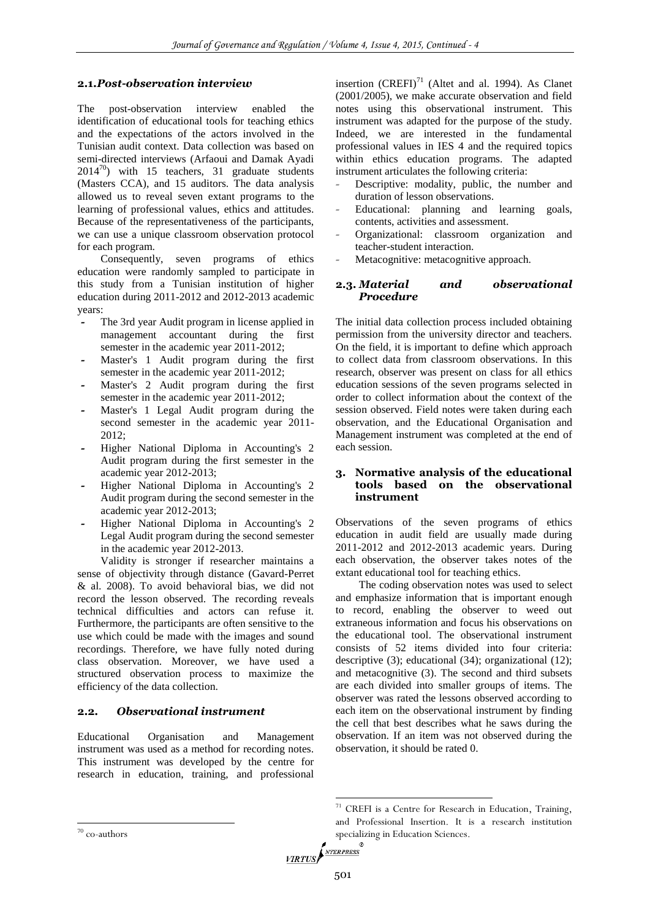### 2.1. *Post-observation interview*

The post-observation interview enabled the identification of educational tools for teaching ethics and the expectations of the actors involved in the Tunisian audit context. Data collection was based on semi-directed interviews (Arfaoui and Damak Ayadi 2014[70]) with 15 teachers, 31 graduate students (Masters CCA), and 15 auditors. The data analysis allowed us to reveal seven extant programs to the learning of professional values, ethics and attitudes. Because of the representativeness of the participants, we can use a unique classroom observation protocol for each program.

Consequently, seven programs of ethics education were randomly sampled to participate in this study from a Tunisian institution of higher education during 2011-2012 and 2012-2013 academic years:

- The 3rd year Audit program in license applied in management accountant during the first semester in the academic year 2011-2012;
- Master's 1 Audit program during the first semester in the academic year 2011-2012;
- Master's 2 Audit program during the first semester in the academic year 2011-2012;
- Master's 1 Legal Audit program during the second semester in the academic year 2011-2012;
- Higher National Diploma in Accounting's 2 Audit program during the first semester in the academic year 2012-2013;
- Higher National Diploma in Accounting's 2 Audit program during the second semester in the academic year 2012-2013;
- Higher National Diploma in Accounting's 2 Legal Audit program during the second semester in the academic year 2012-2013.

Validity is stronger if researcher maintains a sense of objectivity through distance (Gavard-Perret & al. 2008). To avoid behavioral bias, we did not record the lesson observed. The recording reveals technical difficulties and actors can refuse it. Furthermore, the participants are often sensitive to the use which could be made with the images and sound recordings. Therefore, we have fully noted during class observation. Moreover, we have used a structured observation process to maximize the efficiency of the data collection.

### 2.2. *Observational instrument*

Educational Organisation and Management instrument was used as a method for recording notes. This instrument was developed by the centre for research in education, training, and professional insertion (CREFI)[71] (Altet and al. 1994). As Clanet (2001/2005), we make accurate observation and field notes using this observational instrument. This instrument was adapted for the purpose of the study. Indeed, we are interested in the fundamental professional values in IES 4 and the required topics within ethics education programs. The adapted instrument articulates the following criteria:

- Descriptive: modality, public, the number and duration of lesson observations.
- Educational: planning and learning goals, contents, activities and assessment.
- Organizational: classroom organization and teacher-student interaction.
- Metacognitive: metacognitive approach.

### 2.3. *Material and observational Procedure*

The initial data collection process included obtaining permission from the university director and teachers. On the field, it is important to define which approach to collect data from classroom observations. In this research, observer was present on class for all ethics education sessions of the seven programs selected in order to collect information about the context of the session observed. Field notes were taken during each observation, and the Educational Organisation and Management instrument was completed at the end of each session.

## 3. Normative analysis of the educational tools based on the observational instrument

Observations of the seven programs of ethics education in audit field are usually made during 2011-2012 and 2012-2013 academic years. During each observation, the observer takes notes of the extant educational tool for teaching ethics.

The coding observation notes was used to select and emphasize information that is important enough to record, enabling the observer to weed out extraneous information and focus his observations on the educational tool. The observational instrument consists of 52 items divided into four criteria: descriptive (3); educational (34); organizational (12); and metacognitive (3). The second and third subsets are each divided into smaller groups of items. The observer was rated the lessons observed according to each item on the observational instrument by finding the cell that best describes what he saws during the observation. If an item was not observed during the observation, it should be rated 0.

[70] co-authors

[71] CREFI is a Centre for Research in Education, Training, and Professional Insertion. It is a research institution specializing in Education Sciences.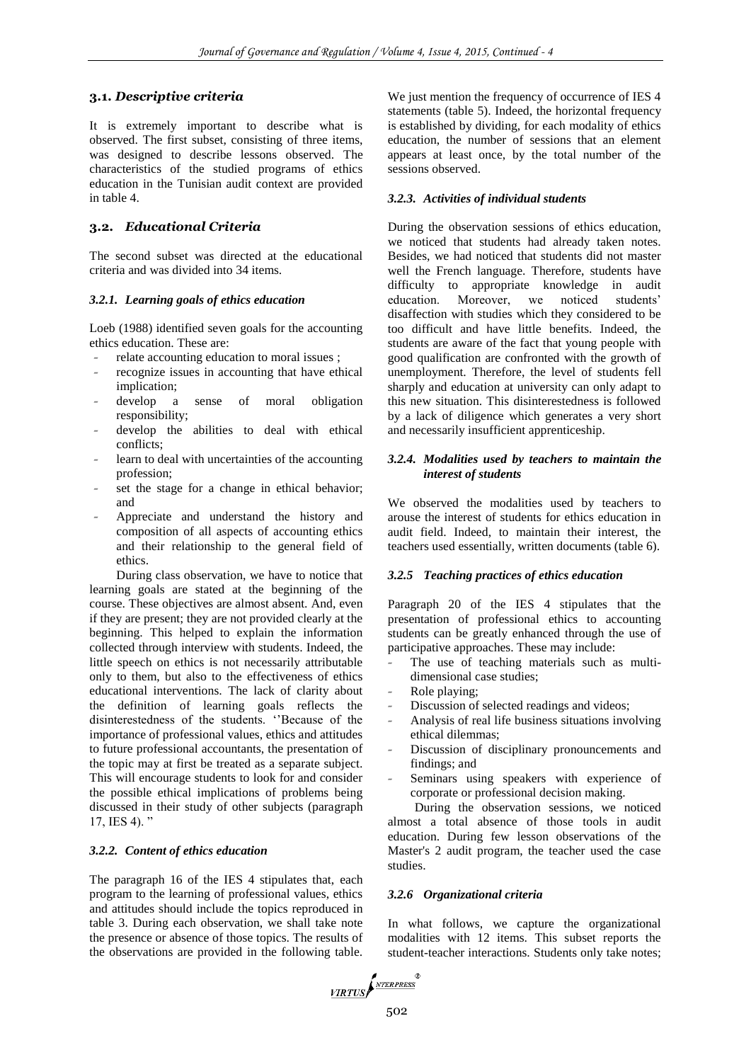### 3.1. *Descriptive criteria*

It is extremely important to describe what is observed. The first subset, consisting of three items, was designed to describe lessons observed. The characteristics of the studied programs of ethics education in the Tunisian audit context are provided in table 4.

### 3.2. *Educational Criteria*

The second subset was directed at the educational criteria and was divided into 34 items.

#### *3.2.1. Learning goals of ethics education*

Loeb (1988) identified seven goals for the accounting ethics education. These are:

- relate accounting education to moral issues ;
- recognize issues in accounting that have ethical implication;
- develop a sense of moral obligation responsibility;
- develop the abilities to deal with ethical conflicts;
- learn to deal with uncertainties of the accounting profession;
- set the stage for a change in ethical behavior; and
- Appreciate and understand the history and composition of all aspects of accounting ethics and their relationship to the general field of ethics.

During class observation, we have to notice that learning goals are stated at the beginning of the course. These objectives are almost absent. And, even if they are present; they are not provided clearly at the beginning. This helped to explain the information collected through interview with students. Indeed, the little speech on ethics is not necessarily attributable only to them, but also to the effectiveness of ethics educational interventions. The lack of clarity about the definition of learning goals reflects the disinterestedness of the students. ''Because of the importance of professional values, ethics and attitudes to future professional accountants, the presentation of the topic may at first be treated as a separate subject. This will encourage students to look for and consider the possible ethical implications of problems being discussed in their study of other subjects (paragraph 17, IES 4). "

#### *3.2.2. Content of ethics education*

The paragraph 16 of the IES 4 stipulates that, each program to the learning of professional values, ethics and attitudes should include the topics reproduced in table 3. During each observation, we shall take note the presence or absence of those topics. The results of the observations are provided in the following table. We just mention the frequency of occurrence of IES 4 statements (table 5). Indeed, the horizontal frequency is established by dividing, for each modality of ethics education, the number of sessions that an element appears at least once, by the total number of the sessions observed.

#### *3.2.3. Activities of individual students*

During the observation sessions of ethics education, we noticed that students had already taken notes. Besides, we had noticed that students did not master well the French language. Therefore, students have difficulty to appropriate knowledge in audit education. Moreover, we noticed students' disaffection with studies which they considered to be too difficult and have little benefits. Indeed, the students are aware of the fact that young people with good qualification are confronted with the growth of unemployment. Therefore, the level of students fell sharply and education at university can only adapt to this new situation. This disinterestedness is followed by a lack of diligence which generates a very short and necessarily insufficient apprenticeship.

#### *3.2.4. Modalities used by teachers to maintain the interest of students*

We observed the modalities used by teachers to arouse the interest of students for ethics education in audit field. Indeed, to maintain their interest, the teachers used essentially, written documents (table 6).

#### *3.2.5 Teaching practices of ethics education*

Paragraph 20 of the IES 4 stipulates that the presentation of professional ethics to accounting students can be greatly enhanced through the use of participative approaches. These may include:

- The use of teaching materials such as multi-dimensional case studies;
- Role playing;
- Discussion of selected readings and videos;
- Analysis of real life business situations involving ethical dilemmas;
- Discussion of disciplinary pronouncements and findings; and
- Seminars using speakers with experience of corporate or professional decision making.

During the observation sessions, we noticed almost a total absence of those tools in audit education. During few lesson observations of the Master's 2 audit program, the teacher used the case studies.

#### *3.2.6 Organizational criteria*

In what follows, we capture the organizational modalities with 12 items. This subset reports the student-teacher interactions. Students only take notes;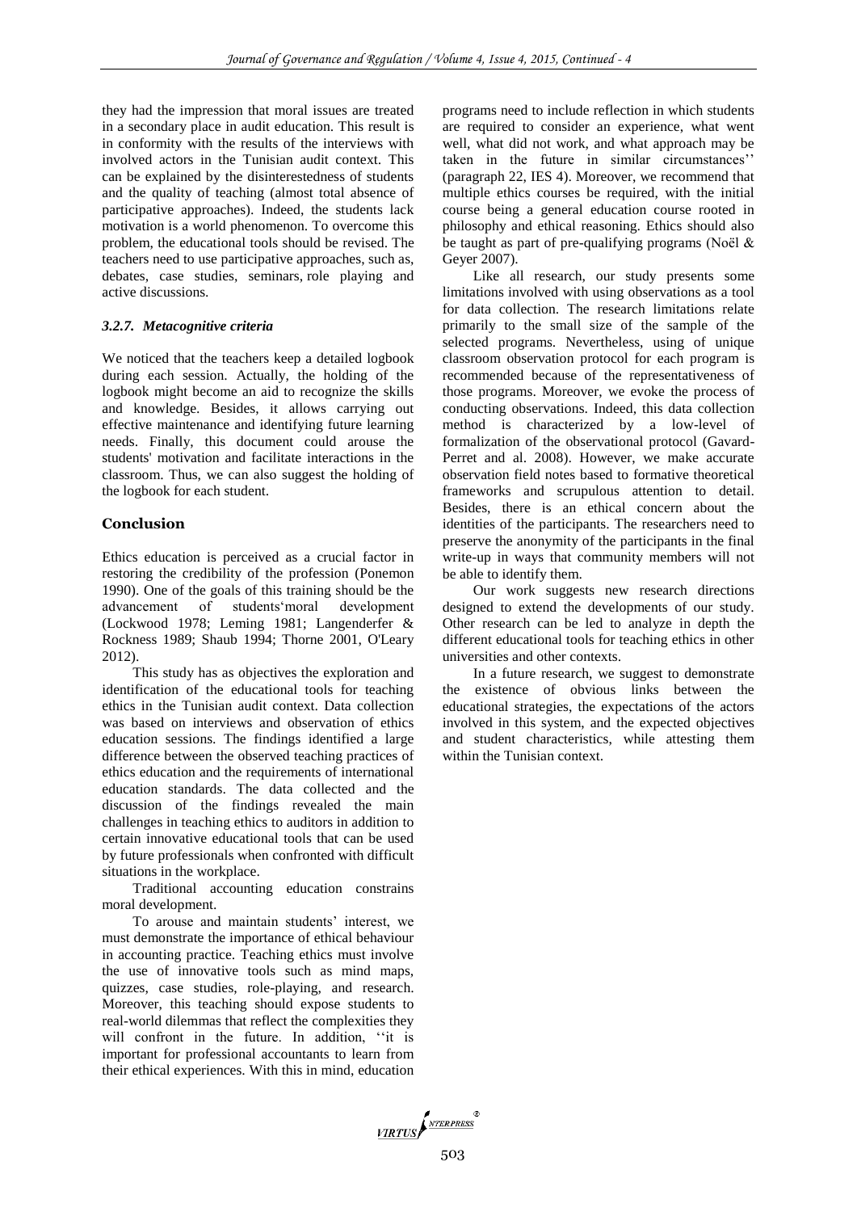they had the impression that moral issues are treated in a secondary place in audit education. This result is in conformity with the results of the interviews with involved actors in the Tunisian audit context. This can be explained by the disinterestedness of students and the quality of teaching (almost total absence of participative approaches). Indeed, the students lack motivation is a world phenomenon. To overcome this problem, the educational tools should be revised. The teachers need to use participative approaches, such as, debates, case studies, seminars, role playing and active discussions.

### *3.2.7. Metacognitive criteria*

We noticed that the teachers keep a detailed logbook during each session. Actually, the holding of the logbook might become an aid to recognize the skills and knowledge. Besides, it allows carrying out effective maintenance and identifying future learning needs. Finally, this document could arouse the students' motivation and facilitate interactions in the classroom. Thus, we can also suggest the holding of the logbook for each student.

## Conclusion

Ethics education is perceived as a crucial factor in restoring the credibility of the profession (Ponemon 1990). One of the goals of this training should be the advancement of students'moral development (Lockwood 1978; Leming 1981; Langenderfer & Rockness 1989; Shaub 1994; Thorne 2001, O'Leary 2012).

This study has as objectives the exploration and identification of the educational tools for teaching ethics in the Tunisian audit context. Data collection was based on interviews and observation of ethics education sessions. The findings identified a large difference between the observed teaching practices of ethics education and the requirements of international education standards. The data collected and the discussion of the findings revealed the main challenges in teaching ethics to auditors in addition to certain innovative educational tools that can be used by future professionals when confronted with difficult situations in the workplace.

Traditional accounting education constrains moral development.

To arouse and maintain students' interest, we must demonstrate the importance of ethical behaviour in accounting practice. Teaching ethics must involve the use of innovative tools such as mind maps, quizzes, case studies, role-playing, and research. Moreover, this teaching should expose students to real-world dilemmas that reflect the complexities they will confront in the future. In addition, ''it is important for professional accountants to learn from their ethical experiences. With this in mind, education programs need to include reflection in which students are required to consider an experience, what went well, what did not work, and what approach may be taken in the future in similar circumstances'' (paragraph 22, IES 4). Moreover, we recommend that multiple ethics courses be required, with the initial course being a general education course rooted in philosophy and ethical reasoning. Ethics should also be taught as part of pre-qualifying programs (Noël & Geyer 2007).

Like all research, our study presents some limitations involved with using observations as a tool for data collection. The research limitations relate primarily to the small size of the sample of the selected programs. Nevertheless, using of unique classroom observation protocol for each program is recommended because of the representativeness of those programs. Moreover, we evoke the process of conducting observations. Indeed, this data collection method is characterized by a low-level of formalization of the observational protocol (Gavard-Perret and al. 2008). However, we make accurate observation field notes based to formative theoretical frameworks and scrupulous attention to detail. Besides, there is an ethical concern about the identities of the participants. The researchers need to preserve the anonymity of the participants in the final write-up in ways that community members will not be able to identify them.

Our work suggests new research directions designed to extend the developments of our study. Other research can be led to analyze in depth the different educational tools for teaching ethics in other universities and other contexts.

In a future research, we suggest to demonstrate the existence of obvious links between the educational strategies, the expectations of the actors involved in this system, and the expected objectives and student characteristics, while attesting them within the Tunisian context.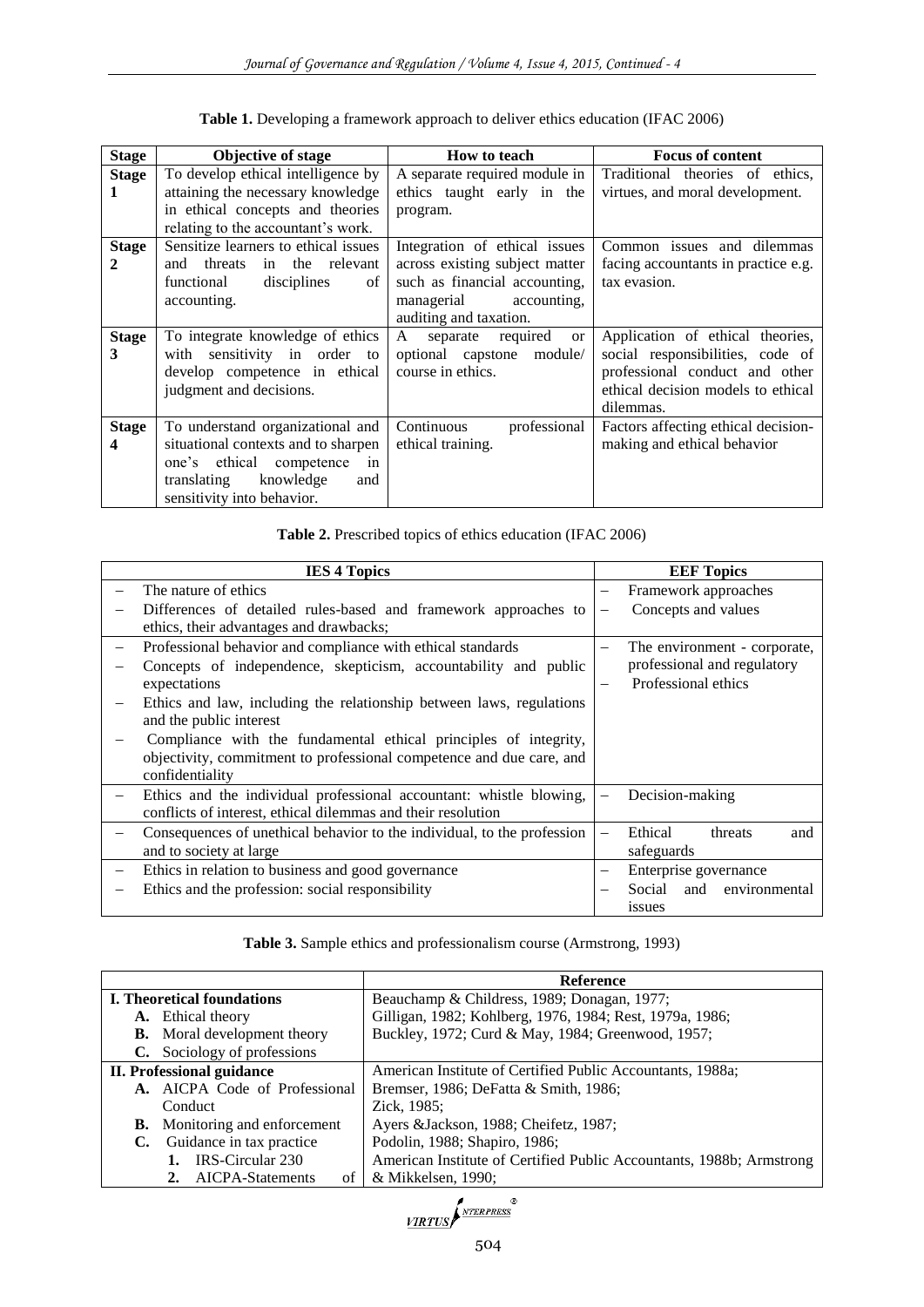**Table 1.** Developing a framework approach to deliver ethics education (IFAC 2006)

| Stage | Objective of stage | How to teach | Focus of content |
|---|---|---|---|
| **Stage 1** | To develop ethical intelligence by attaining the necessary knowledge in ethical concepts and theories relating to the accountant's work. | A separate required module in ethics taught early in the program. | Traditional theories of ethics, virtues, and moral development. |
| **Stage 2** | Sensitize learners to ethical issues and threats in the relevant functional disciplines of accounting. | Integration of ethical issues across existing subject matter such as financial accounting, managerial accounting, auditing and taxation. | Common issues and dilemmas facing accountants in practice e.g. tax evasion. |
| **Stage 3** | To integrate knowledge of ethics with sensitivity in order to develop competence in ethical judgment and decisions. | A separate required or optional capstone module/ course in ethics. | Application of ethical theories, social responsibilities, code of professional conduct and other ethical decision models to ethical dilemmas. |
| **Stage 4** | To understand organizational and situational contexts and to sharpen one's ethical competence in translating knowledge and sensitivity into behavior. | Continuous professional ethical training. | Factors affecting ethical decision-making and ethical behavior |

**Table 2.** Prescribed topics of ethics education (IFAC 2006)

| IES 4 Topics | EEF Topics |
|---|---|
| – The nature of ethics<br>– Differences of detailed rules-based and framework approaches to ethics, their advantages and drawbacks; | – Framework approaches<br>– Concepts and values |
| – Professional behavior and compliance with ethical standards<br>– Concepts of independence, skepticism, accountability and public expectations<br>– Ethics and law, including the relationship between laws, regulations and the public interest<br>– Compliance with the fundamental ethical principles of integrity, objectivity, commitment to professional competence and due care, and confidentiality | – The environment - corporate, professional and regulatory<br>– Professional ethics |
| – Ethics and the individual professional accountant: whistle blowing, conflicts of interest, ethical dilemmas and their resolution | – Decision-making |
| – Consequences of unethical behavior to the individual, to the profession and to society at large | – Ethical threats and safeguards |
| – Ethics in relation to business and good governance<br>– Ethics and the profession: social responsibility | – Enterprise governance<br>– Social and environmental issues |

**Table 3.** Sample ethics and professionalism course (Armstrong, 1993)

| | Reference |
|---|---|
| **I. Theoretical foundations**<br>**A.** Ethical theory<br>**B.** Moral development theory<br>**C.** Sociology of professions | Beauchamp & Childress, 1989; Donagan, 1977;<br>Gilligan, 1982; Kohlberg, 1976, 1984; Rest, 1979a, 1986;<br>Buckley, 1972; Curd & May, 1984; Greenwood, 1957; |
| **II. Professional guidance**<br>**A.** AICPA Code of Professional Conduct<br>**B.** Monitoring and enforcement<br>**C.** Guidance in tax practice<br>**1.** IRS-Circular 230<br>**2.** AICPA-Statements of | American Institute of Certified Public Accountants, 1988a;<br>Bremser, 1986; DeFatta & Smith, 1986;<br>Zick, 1985;<br>Ayers &Jackson, 1988; Cheifetz, 1987;<br>Podolin, 1988; Shapiro, 1986;<br>American Institute of Certified Public Accountants, 1988b; Armstrong & Mikkelsen, 1990; |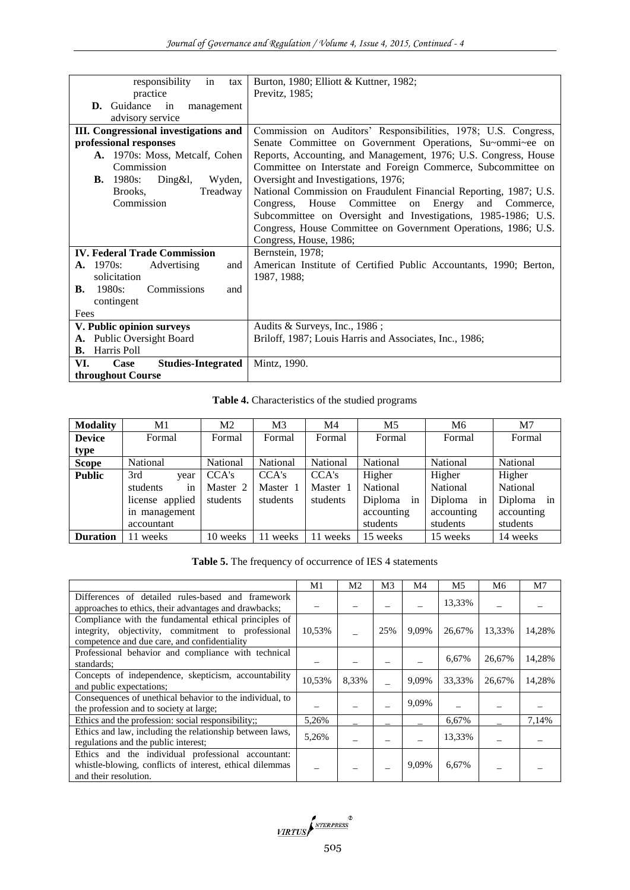| | |
|---|---|
| responsibility in tax practice<br>**D.** Guidance in management advisory service | Burton, 1980; Elliott & Kuttner, 1982; Previtz, 1985; |
| **III. Congressional investigations and professional responses**<br>**A.** 1970s: Moss, Metcalf, Cohen Commission<br>**B.** 1980s: Ding&l, Wyden, Brooks, Treadway Commission | Commission on Auditors' Responsibilities, 1978; U.S. Congress, Senate Committee on Government Operations, Su~ommi~ee on Reports, Accounting, and Management, 1976; U.S. Congress, House Committee on Interstate and Foreign Commerce, Subcommittee on Oversight and Investigations, 1976;<br>National Commission on Fraudulent Financial Reporting, 1987; U.S. Congress, House Committee on Energy and Commerce, Subcommittee on Oversight and Investigations, 1985-1986; U.S. Congress, House Committee on Government Operations, 1986; U.S. Congress, House, 1986; |
| **IV. Federal Trade Commission**<br>**A.** 1970s: Advertising and solicitation<br>**B.** 1980s: Commissions and contingent Fees | Bernstein, 1978;<br>American Institute of Certified Public Accountants, 1990; Berton, 1987, 1988; |
| **V. Public opinion surveys**<br>**A.** Public Oversight Board<br>**B.** Harris Poll | Audits & Surveys, Inc., 1986 ;<br>Briloff, 1987; Louis Harris and Associates, Inc., 1986; |
| **VI. Case Studies-Integrated throughout Course** | Mintz, 1990. |

**Table 4.** Characteristics of the studied programs

| **Modality** | M1 | M2 | M3 | M4 | M5 | M6 | M7 |
|---|---|---|---|---|---|---|---|
| **Device type** | Formal | Formal | Formal | Formal | Formal | Formal | Formal |
| **Scope** | National | National | National | National | National | National | National |
| **Public** | 3rd year students in license applied in management accountant | CCA's Master 2 students | CCA's Master 1 students | CCA's Master 1 students | Higher National Diploma in accounting students | Higher National Diploma in accounting students | Higher National Diploma in accounting students |
| **Duration** | 11 weeks | 10 weeks | 11 weeks | 11 weeks | 15 weeks | 15 weeks | 14 weeks |

**Table 5.** The frequency of occurrence of IES 4 statements

| | M1 | M2 | M3 | M4 | M5 | M6 | M7 |
|---|---|---|---|---|---|---|---|
| Differences of detailed rules-based and framework approaches to ethics, their advantages and drawbacks; | _ | _ | _ | _ | 13,33% | _ | _ |
| Compliance with the fundamental ethical principles of integrity, objectivity, commitment to professional competence and due care, and confidentiality | 10,53% | _ | 25% | 9,09% | 26,67% | 13,33% | 14,28% |
| Professional behavior and compliance with technical standards; | _ | _ | _ | _ | 6,67% | 26,67% | 14,28% |
| Concepts of independence, skepticism, accountability and public expectations; | 10,53% | 8,33% | _ | 9,09% | 33,33% | 26,67% | 14,28% |
| Consequences of unethical behavior to the individual, to the profession and to society at large; | _ | _ | _ | 9,09% | _ | _ | _ |
| Ethics and the profession: social responsibility;; | 5,26% | _ | _ | _ | 6,67% | _ | 7,14% |
| Ethics and law, including the relationship between laws, regulations and the public interest; | 5,26% | _ | _ | _ | 13,33% | _ | _ |
| Ethics and the individual professional accountant: whistle-blowing, conflicts of interest, ethical dilemmas and their resolution. | _ | _ | _ | 9,09% | 6,67% | _ | _ |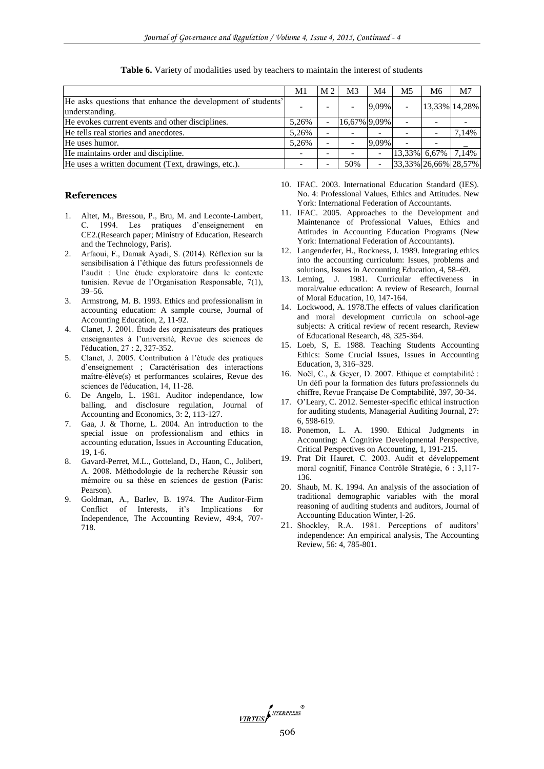**Table 6.** Variety of modalities used by teachers to maintain the interest of students

| | M1 | M 2 | M3 | M4 | M5 | M6 | M7 |
|---|---|---|---|---|---|---|---|
| He asks questions that enhance the development of students' understanding. | - | - | - | 9,09% | - | 13,33% | 14,28% |
| He evokes current events and other disciplines. | 5,26% | - | 16,67% | 9,09% | - | - | - |
| He tells real stories and anecdotes. | 5,26% | - | - | - | - | - | 7,14% |
| He uses humor. | 5,26% | - | - | 9,09% | - | - | _ |
| He maintains order and discipline. | - | - | - | - | 13,33% | 6,67% | 7,14% |
| He uses a written document (Text, drawings, etc.). | - | - | 50% | - | 33,33% | 26,66% | 28,57% |

## References

1. Altet, M., Bressou, P., Bru, M. and Leconte-Lambert, C. 1994. Les pratiques d'enseignement en CE2.(Research paper; Ministry of Education, Research and the Technology, Paris).
2. Arfaoui, F., Damak Ayadi, S. (2014). Réflexion sur la sensibilisation à l'éthique des futurs professionnels de l'audit : Une étude exploratoire dans le contexte tunisien. Revue de l'Organisation Responsable, 7(1), 39–56.
3. Armstrong, M. B. 1993. Ethics and professionalism in accounting education: A sample course, Journal of Accounting Education, 2, 11-92.
4. Clanet, J. 2001. Étude des organisateurs des pratiques enseignantes à l'université, Revue des sciences de l'éducation, 27 : 2, 327-352.
5. Clanet, J. 2005. Contribution à l'étude des pratiques d'enseignement ; Caractérisation des interactions maître-élève(s) et performances scolaires, Revue des sciences de l'éducation, 14, 11-28.
6. De Angelo, L. 1981. Auditor independance, low balling, and disclosure regulation, Journal of Accounting and Economics, 3: 2, 113-127.
7. Gaa, J. & Thorne, L. 2004. An introduction to the special issue on professionalism and ethics in accounting education, Issues in Accounting Education, 19, 1-6.
8. Gavard-Perret, M.L., Gotteland, D., Haon, C., Jolibert, A. 2008. Méthodologie de la recherche Réussir son mémoire ou sa thèse en sciences de gestion (Paris: Pearson).
9. Goldman, A., Barlev, B. 1974. The Auditor-Firm Conflict of Interests, it's Implications for Independence, The Accounting Review, 49:4, 707-718.
10. IFAC. 2003. International Education Standard (IES). No. 4: Professional Values, Ethics and Attitudes. New York: International Federation of Accountants.
11. IFAC. 2005. Approaches to the Development and Maintenance of Professional Values, Ethics and Attitudes in Accounting Education Programs (New York: International Federation of Accountants).
12. Langenderfer, H., Rockness, J. 1989. Integrating ethics into the accounting curriculum: Issues, problems and solutions, Issues in Accounting Education, 4, 58–69.
13. Leming, J. 1981. Curricular effectiveness in moral/value education: A review of Research, Journal of Moral Education, 10, 147-164.
14. Lockwood, A. 1978.The effects of values clarification and moral development curricula on school-age subjects: A critical review of recent research, Review of Educational Research, 48, 325-364.
15. Loeb, S, E. 1988. Teaching Students Accounting Ethics: Some Crucial Issues, Issues in Accounting Education, 3, 316–329.
16. Noël, C., & Geyer, D. 2007. Ethique et comptabilité : Un défi pour la formation des futurs professionnels du chiffre, Revue Française De Comptabilité, 397, 30-34.
17. O'Leary, C. 2012. Semester-specific ethical instruction for auditing students, Managerial Auditing Journal, 27: 6, 598-619.
18. Ponemon, L. A. 1990. Ethical Judgments in Accounting: A Cognitive Developmental Perspective, Critical Perspectives on Accounting, 1, 191-215.
19. Prat Dit Hauret, C. 2003. Audit et développement moral cognitif, Finance Contrôle Stratégie, 6 : 3,117-136.
20. Shaub, M. K. 1994. An analysis of the association of traditional demographic variables with the moral reasoning of auditing students and auditors, Journal of Accounting Education Winter, l-26.
21. Shockley, R.A. 1981. Perceptions of auditors' independence: An empirical analysis, The Accounting Review, 56: 4, 785-801.